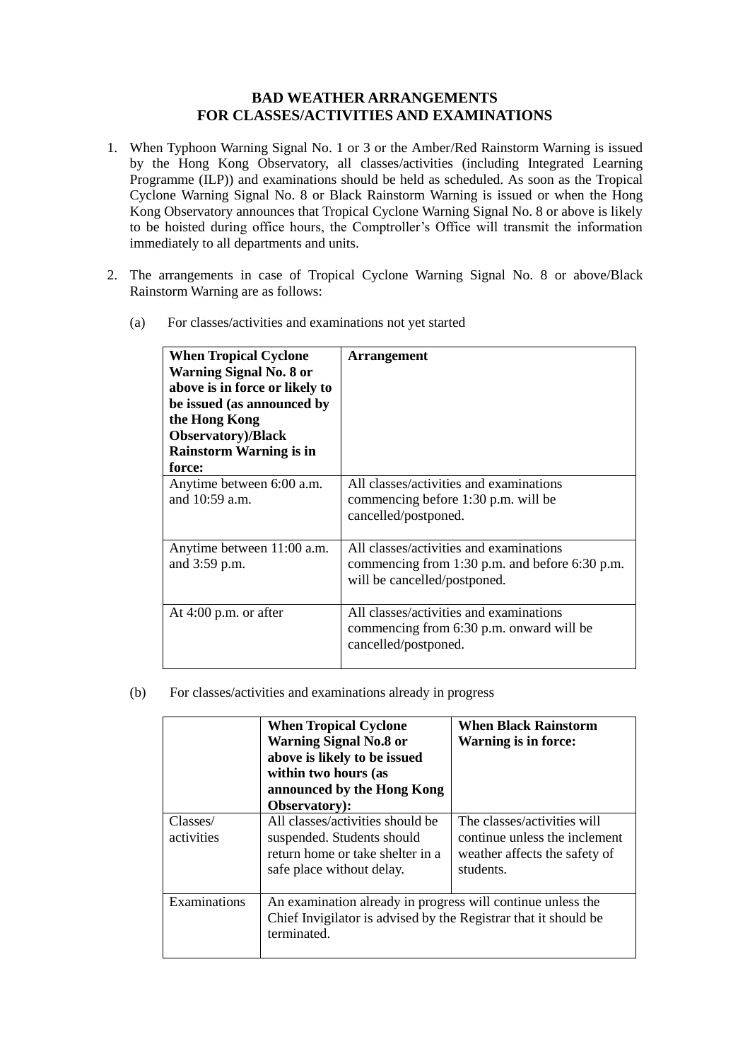# BAD WEATHER ARRANGEMENTS FOR CLASSES/ACTIVITIES AND EXAMINATIONS

1. When Typhoon Warning Signal No. 1 or 3 or the Amber/Red Rainstorm Warning is issued by the Hong Kong Observatory, all classes/activities (including Integrated Learning Programme (ILP)) and examinations should be held as scheduled. As soon as the Tropical Cyclone Warning Signal No. 8 or Black Rainstorm Warning is issued or when the Hong Kong Observatory announces that Tropical Cyclone Warning Signal No. 8 or above is likely to be hoisted during office hours, the Comptroller's Office will transmit the information immediately to all departments and units.

2. The arrangements in case of Tropical Cyclone Warning Signal No. 8 or above/Black Rainstorm Warning are as follows:

   (a) For classes/activities and examinations not yet started

| **When Tropical Cyclone Warning Signal No. 8 or above is in force or likely to be issued (as announced by the Hong Kong Observatory)/Black Rainstorm Warning is in force:** | **Arrangement** |
|---|---|
| Anytime between 6:00 a.m. and 10:59 a.m. | All classes/activities and examinations commencing before 1:30 p.m. will be cancelled/postponed. |
| Anytime between 11:00 a.m. and 3:59 p.m. | All classes/activities and examinations commencing from 1:30 p.m. and before 6:30 p.m. will be cancelled/postponed. |
| At 4:00 p.m. or after | All classes/activities and examinations commencing from 6:30 p.m. onward will be cancelled/postponed. |

   (b) For classes/activities and examinations already in progress

| | **When Tropical Cyclone Warning Signal No.8 or above is likely to be issued within two hours (as announced by the Hong Kong Observatory):** | **When Black Rainstorm Warning is in force:** |
|---|---|---|
| Classes/ activities | All classes/activities should be suspended. Students should return home or take shelter in a safe place without delay. | The classes/activities will continue unless the inclement weather affects the safety of students. |
| Examinations | An examination already in progress will continue unless the Chief Invigilator is advised by the Registrar that it should be terminated. | |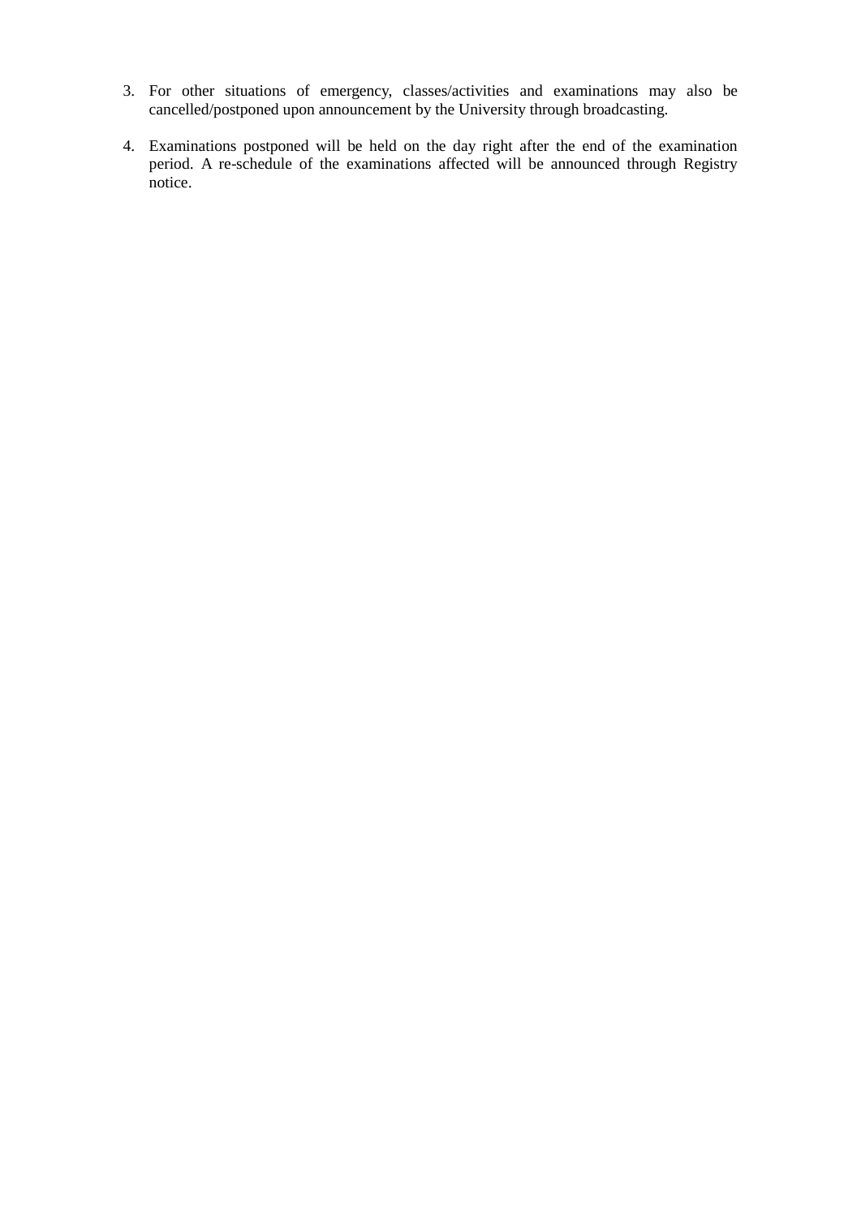3. For other situations of emergency, classes/activities and examinations may also be cancelled/postponed upon announcement by the University through broadcasting.

4. Examinations postponed will be held on the day right after the end of the examination period. A re-schedule of the examinations affected will be announced through Registry notice.